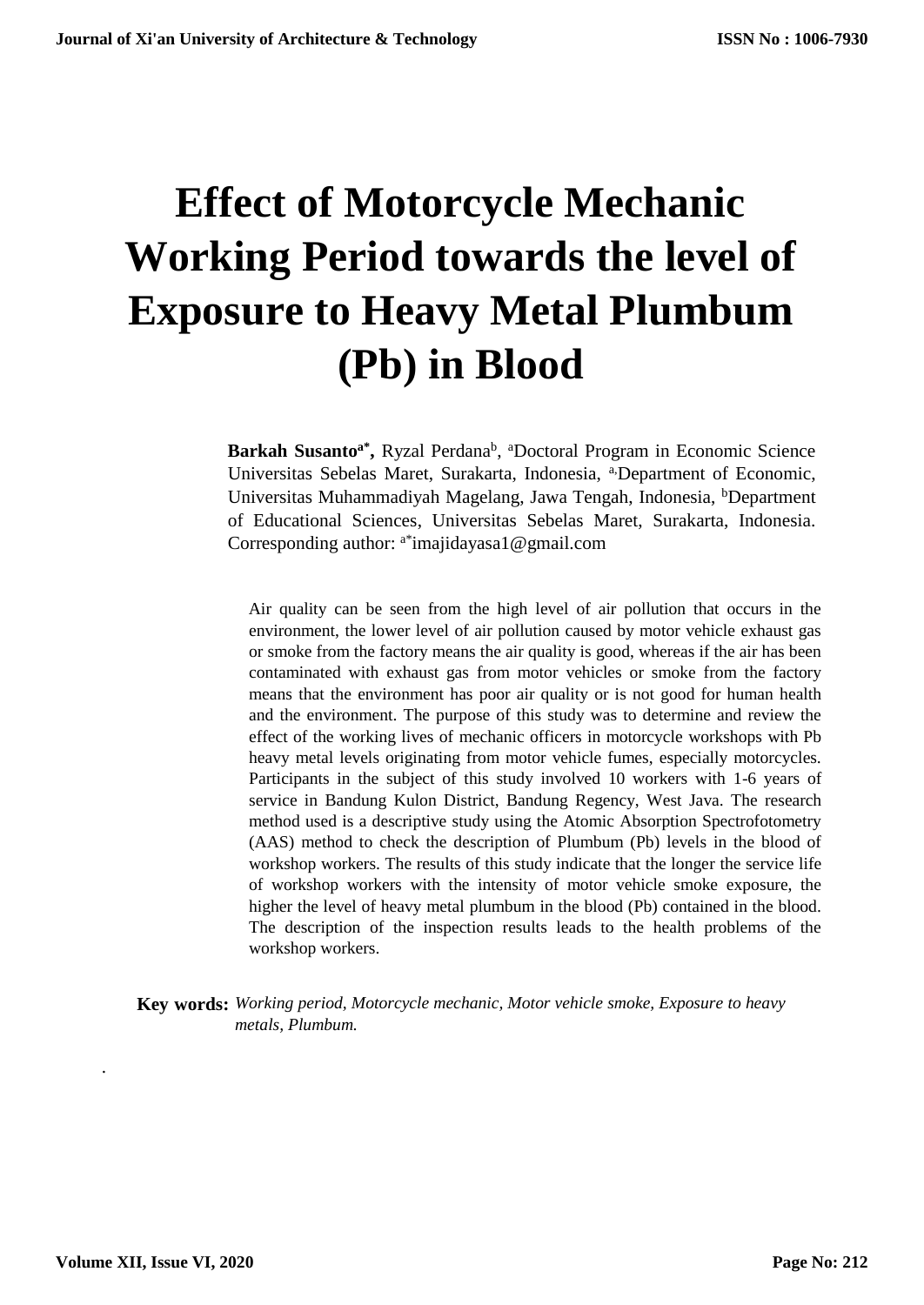# Effect of Motorcycle Mechanic Working Period towards the level of Exposure to Heavy Metal Plumbum (Pb) in Blood

**Barkah Susanto[a*],** Ryzal Perdana[b], [a]Doctoral Program in Economic Science Universitas Sebelas Maret, Surakarta, Indonesia, [a,]Department of Economic, Universitas Muhammadiyah Magelang, Jawa Tengah, Indonesia, [b]Department of Educational Sciences, Universitas Sebelas Maret, Surakarta, Indonesia. Corresponding author: [a*]imajidayasa1@gmail.com

Air quality can be seen from the high level of air pollution that occurs in the environment, the lower level of air pollution caused by motor vehicle exhaust gas or smoke from the factory means the air quality is good, whereas if the air has been contaminated with exhaust gas from motor vehicles or smoke from the factory means that the environment has poor air quality or is not good for human health and the environment. The purpose of this study was to determine and review the effect of the working lives of mechanic officers in motorcycle workshops with Pb heavy metal levels originating from motor vehicle fumes, especially motorcycles. Participants in the subject of this study involved 10 workers with 1-6 years of service in Bandung Kulon District, Bandung Regency, West Java. The research method used is a descriptive study using the Atomic Absorption Spectrofotometry (AAS) method to check the description of Plumbum (Pb) levels in the blood of workshop workers. The results of this study indicate that the longer the service life of workshop workers with the intensity of motor vehicle smoke exposure, the higher the level of heavy metal plumbum in the blood (Pb) contained in the blood. The description of the inspection results leads to the health problems of the workshop workers.

**Key words:** *Working period, Motorcycle mechanic, Motor vehicle smoke, Exposure to heavy metals, Plumbum.*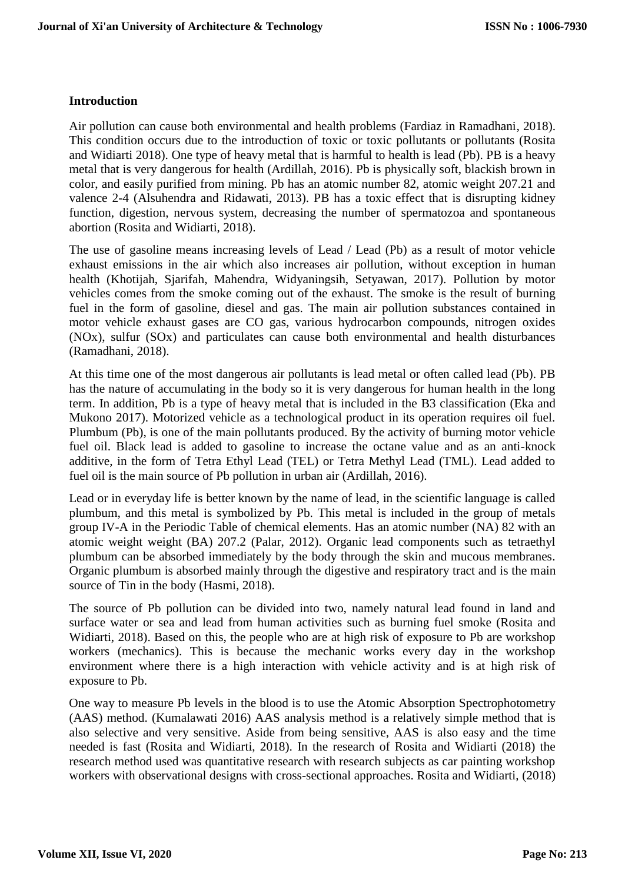## Introduction

Air pollution can cause both environmental and health problems (Fardiaz in Ramadhani, 2018). This condition occurs due to the introduction of toxic or toxic pollutants or pollutants (Rosita and Widiarti 2018). One type of heavy metal that is harmful to health is lead (Pb). PB is a heavy metal that is very dangerous for health (Ardillah, 2016). Pb is physically soft, blackish brown in color, and easily purified from mining. Pb has an atomic number 82, atomic weight 207.21 and valence 2-4 (Alsuhendra and Ridawati, 2013). PB has a toxic effect that is disrupting kidney function, digestion, nervous system, decreasing the number of spermatozoa and spontaneous abortion (Rosita and Widiarti, 2018).

The use of gasoline means increasing levels of Lead / Lead (Pb) as a result of motor vehicle exhaust emissions in the air which also increases air pollution, without exception in human health (Khotijah, Sjarifah, Mahendra, Widyaningsih, Setyawan, 2017). Pollution by motor vehicles comes from the smoke coming out of the exhaust. The smoke is the result of burning fuel in the form of gasoline, diesel and gas. The main air pollution substances contained in motor vehicle exhaust gases are CO gas, various hydrocarbon compounds, nitrogen oxides ($NO_x$), sulfur ($SO_x$) and particulates can cause both environmental and health disturbances (Ramadhani, 2018).

At this time one of the most dangerous air pollutants is lead metal or often called lead (Pb). PB has the nature of accumulating in the body so it is very dangerous for human health in the long term. In addition, Pb is a type of heavy metal that is included in the B3 classification (Eka and Mukono 2017). Motorized vehicle as a technological product in its operation requires oil fuel. Plumbum (Pb), is one of the main pollutants produced. By the activity of burning motor vehicle fuel oil. Black lead is added to gasoline to increase the octane value and as an anti-knock additive, in the form of Tetra Ethyl Lead (TEL) or Tetra Methyl Lead (TML). Lead added to fuel oil is the main source of Pb pollution in urban air (Ardillah, 2016).

Lead or in everyday life is better known by the name of lead, in the scientific language is called plumbum, and this metal is symbolized by Pb. This metal is included in the group of metals group IV-A in the Periodic Table of chemical elements. Has an atomic number (NA) 82 with an atomic weight weight (BA) 207.2 (Palar, 2012). Organic lead components such as tetraethyl plumbum can be absorbed immediately by the body through the skin and mucous membranes. Organic plumbum is absorbed mainly through the digestive and respiratory tract and is the main source of Tin in the body (Hasmi, 2018).

The source of Pb pollution can be divided into two, namely natural lead found in land and surface water or sea and lead from human activities such as burning fuel smoke (Rosita and Widiarti, 2018). Based on this, the people who are at high risk of exposure to Pb are workshop workers (mechanics). This is because the mechanic works every day in the workshop environment where there is a high interaction with vehicle activity and is at high risk of exposure to Pb.

One way to measure Pb levels in the blood is to use the Atomic Absorption Spectrophotometry (AAS) method. (Kumalawati 2016) AAS analysis method is a relatively simple method that is also selective and very sensitive. Aside from being sensitive, AAS is also easy and the time needed is fast (Rosita and Widiarti, 2018). In the research of Rosita and Widiarti (2018) the research method used was quantitative research with research subjects as car painting workshop workers with observational designs with cross-sectional approaches. Rosita and Widiarti, (2018)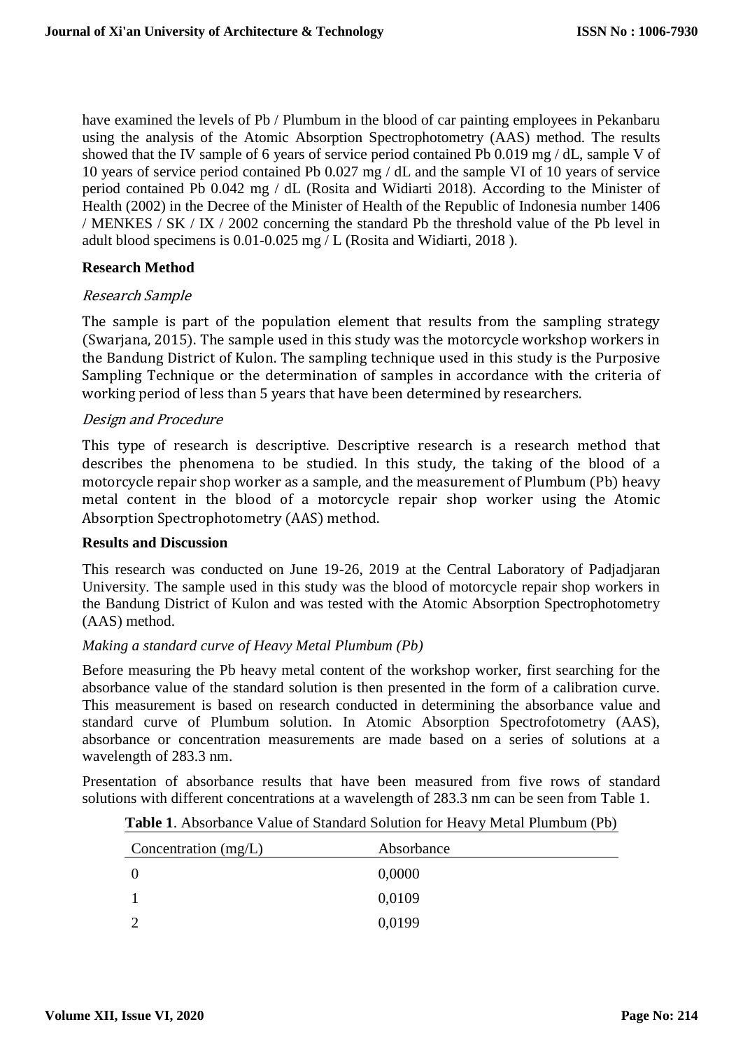have examined the levels of Pb / Plumbum in the blood of car painting employees in Pekanbaru using the analysis of the Atomic Absorption Spectrophotometry (AAS) method. The results showed that the IV sample of 6 years of service period contained Pb 0.019 mg / dL, sample V of 10 years of service period contained Pb 0.027 mg / dL and the sample VI of 10 years of service period contained Pb 0.042 mg / dL (Rosita and Widiarti 2018). According to the Minister of Health (2002) in the Decree of the Minister of Health of the Republic of Indonesia number 1406 / MENKES / SK / IX / 2002 concerning the standard Pb the threshold value of the Pb level in adult blood specimens is 0.01-0.025 mg / L (Rosita and Widiarti, 2018 ).

## Research Method

### *Research Sample*

The sample is part of the population element that results from the sampling strategy (Swarjana, 2015). The sample used in this study was the motorcycle workshop workers in the Bandung District of Kulon. The sampling technique used in this study is the Purposive Sampling Technique or the determination of samples in accordance with the criteria of working period of less than 5 years that have been determined by researchers.

### *Design and Procedure*

This type of research is descriptive. Descriptive research is a research method that describes the phenomena to be studied. In this study, the taking of the blood of a motorcycle repair shop worker as a sample, and the measurement of Plumbum (Pb) heavy metal content in the blood of a motorcycle repair shop worker using the Atomic Absorption Spectrophotometry (AAS) method.

## Results and Discussion

This research was conducted on June 19-26, 2019 at the Central Laboratory of Padjadjaran University. The sample used in this study was the blood of motorcycle repair shop workers in the Bandung District of Kulon and was tested with the Atomic Absorption Spectrophotometry (AAS) method.

### *Making a standard curve of Heavy Metal Plumbum (Pb)*

Before measuring the Pb heavy metal content of the workshop worker, first searching for the absorbance value of the standard solution is then presented in the form of a calibration curve. This measurement is based on research conducted in determining the absorbance value and standard curve of Plumbum solution. In Atomic Absorption Spectrofotometry (AAS), absorbance or concentration measurements are made based on a series of solutions at a wavelength of 283.3 nm.

Presentation of absorbance results that have been measured from five rows of standard solutions with different concentrations at a wavelength of 283.3 nm can be seen from Table 1.

**Table 1**. Absorbance Value of Standard Solution for Heavy Metal Plumbum (Pb)

| Concentration (mg/L) | Absorbance |
|---|---|
| 0 | 0,0000 |
| 1 | 0,0109 |
| 2 | 0,0199 |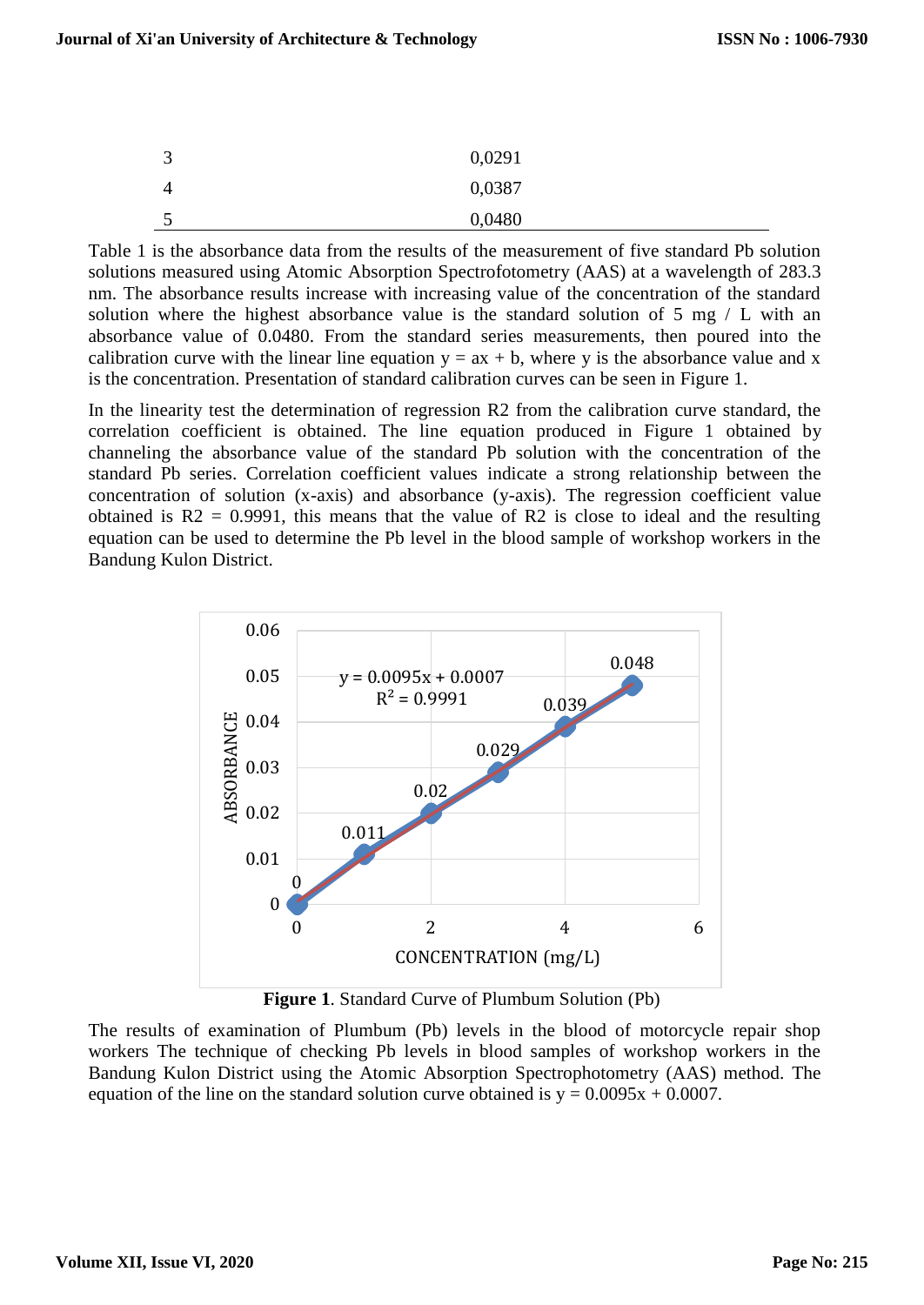| | |
|---|---|
| 3 | 0,0291 |
| 4 | 0,0387 |
| 5 | 0,0480 |

Table 1 is the absorbance data from the results of the measurement of five standard Pb solution solutions measured using Atomic Absorption Spectrofotometry (AAS) at a wavelength of 283.3 nm. The absorbance results increase with increasing value of the concentration of the standard solution where the highest absorbance value is the standard solution of 5 mg / L with an absorbance value of 0.0480. From the standard series measurements, then poured into the calibration curve with the linear line equation $y = ax + b$, where y is the absorbance value and x is the concentration. Presentation of standard calibration curves can be seen in Figure 1.

In the linearity test the determination of regression R2 from the calibration curve standard, the correlation coefficient is obtained. The line equation produced in Figure 1 obtained by channeling the absorbance value of the standard Pb solution with the concentration of the standard Pb series. Correlation coefficient values indicate a strong relationship between the concentration of solution (x-axis) and absorbance (y-axis). The regression coefficient value obtained is R2 = 0.9991, this means that the value of R2 is close to ideal and the resulting equation can be used to determine the Pb level in the blood sample of workshop workers in the Bandung Kulon District.

**Figure 1**. Standard Curve of Plumbum Solution (Pb)

The results of examination of Plumbum (Pb) levels in the blood of motorcycle repair shop workers The technique of checking Pb levels in blood samples of workshop workers in the Bandung Kulon District using the Atomic Absorption Spectrophotometry (AAS) method. The equation of the line on the standard solution curve obtained is $y = 0.0095x + 0.0007$.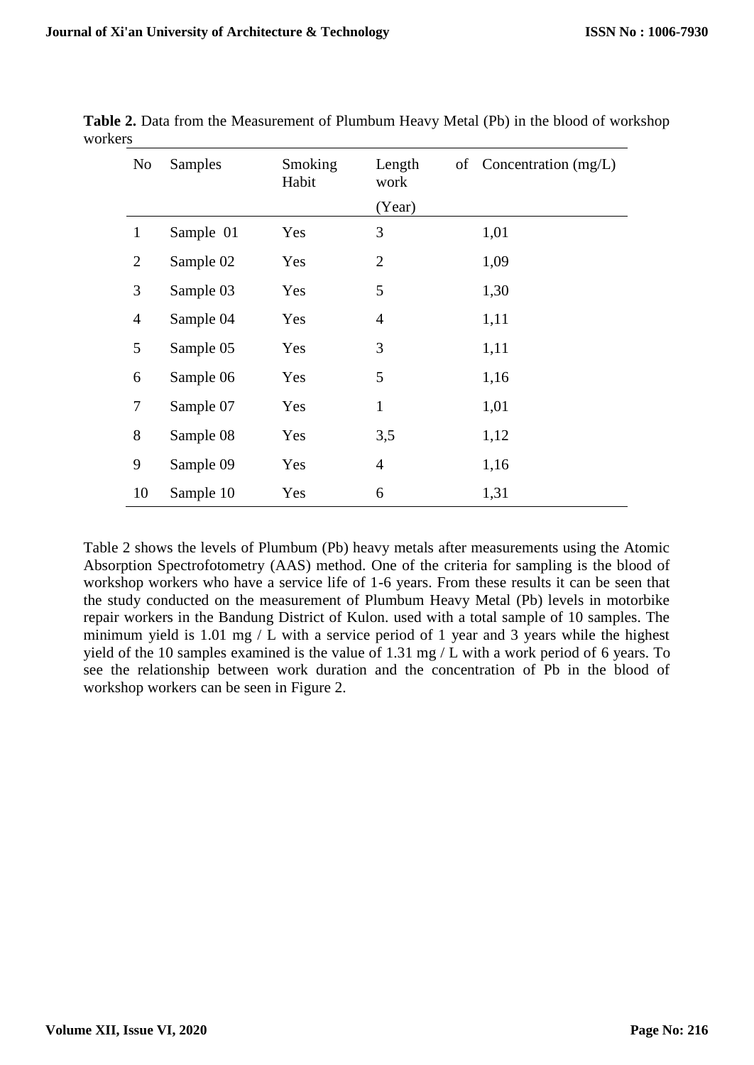**Table 2.** Data from the Measurement of Plumbum Heavy Metal (Pb) in the blood of workshop workers

| No | Samples | Smoking Habit | Length of work (Year) | Concentration (mg/L) |
|---|---|---|---|---|
| 1 | Sample 01 | Yes | 3 | 1,01 |
| 2 | Sample 02 | Yes | 2 | 1,09 |
| 3 | Sample 03 | Yes | 5 | 1,30 |
| 4 | Sample 04 | Yes | 4 | 1,11 |
| 5 | Sample 05 | Yes | 3 | 1,11 |
| 6 | Sample 06 | Yes | 5 | 1,16 |
| 7 | Sample 07 | Yes | 1 | 1,01 |
| 8 | Sample 08 | Yes | 3,5 | 1,12 |
| 9 | Sample 09 | Yes | 4 | 1,16 |
| 10 | Sample 10 | Yes | 6 | 1,31 |

Table 2 shows the levels of Plumbum (Pb) heavy metals after measurements using the Atomic Absorption Spectrofotometry (AAS) method. One of the criteria for sampling is the blood of workshop workers who have a service life of 1-6 years. From these results it can be seen that the study conducted on the measurement of Plumbum Heavy Metal (Pb) levels in motorbike repair workers in the Bandung District of Kulon. used with a total sample of 10 samples. The minimum yield is 1.01 mg / L with a service period of 1 year and 3 years while the highest yield of the 10 samples examined is the value of 1.31 mg / L with a work period of 6 years. To see the relationship between work duration and the concentration of Pb in the blood of workshop workers can be seen in Figure 2.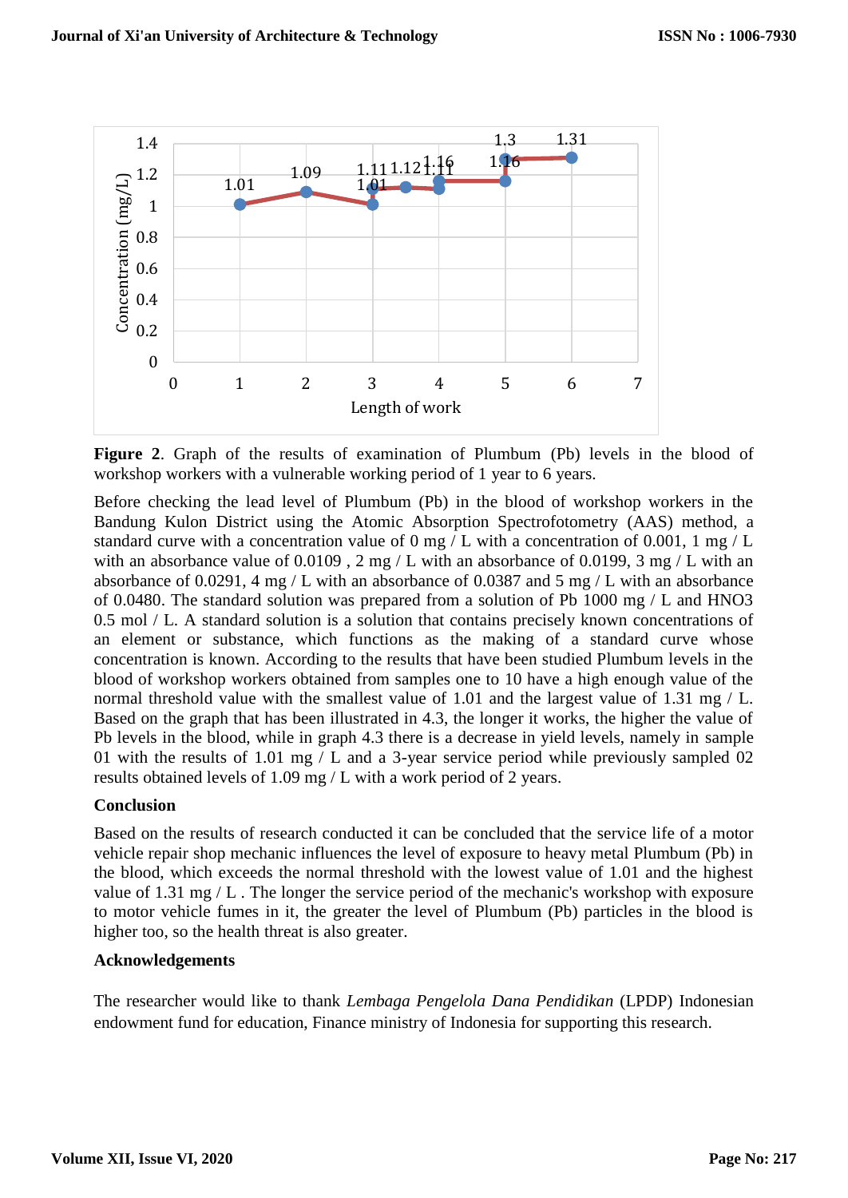**Figure 2**. Graph of the results of examination of Plumbum (Pb) levels in the blood of workshop workers with a vulnerable working period of 1 year to 6 years.

Before checking the lead level of Plumbum (Pb) in the blood of workshop workers in the Bandung Kulon District using the Atomic Absorption Spectrofotometry (AAS) method, a standard curve with a concentration value of 0 mg / L with a concentration of 0.001, 1 mg / L with an absorbance value of 0.0109 , 2 mg / L with an absorbance of 0.0199, 3 mg / L with an absorbance of 0.0291, 4 mg / L with an absorbance of 0.0387 and 5 mg / L with an absorbance of 0.0480. The standard solution was prepared from a solution of Pb 1000 mg / L and HNO3 0.5 mol / L. A standard solution is a solution that contains precisely known concentrations of an element or substance, which functions as the making of a standard curve whose concentration is known. According to the results that have been studied Plumbum levels in the blood of workshop workers obtained from samples one to 10 have a high enough value of the normal threshold value with the smallest value of 1.01 and the largest value of 1.31 mg / L. Based on the graph that has been illustrated in 4.3, the longer it works, the higher the value of Pb levels in the blood, while in graph 4.3 there is a decrease in yield levels, namely in sample 01 with the results of 1.01 mg / L and a 3-year service period while previously sampled 02 results obtained levels of 1.09 mg / L with a work period of 2 years.

## Conclusion

Based on the results of research conducted it can be concluded that the service life of a motor vehicle repair shop mechanic influences the level of exposure to heavy metal Plumbum (Pb) in the blood, which exceeds the normal threshold with the lowest value of 1.01 and the highest value of 1.31 mg / L . The longer the service period of the mechanic's workshop with exposure to motor vehicle fumes in it, the greater the level of Plumbum (Pb) particles in the blood is higher too, so the health threat is also greater.

## Acknowledgements

The researcher would like to thank *Lembaga Pengelola Dana Pendidikan* (LPDP) Indonesian endowment fund for education, Finance ministry of Indonesia for supporting this research.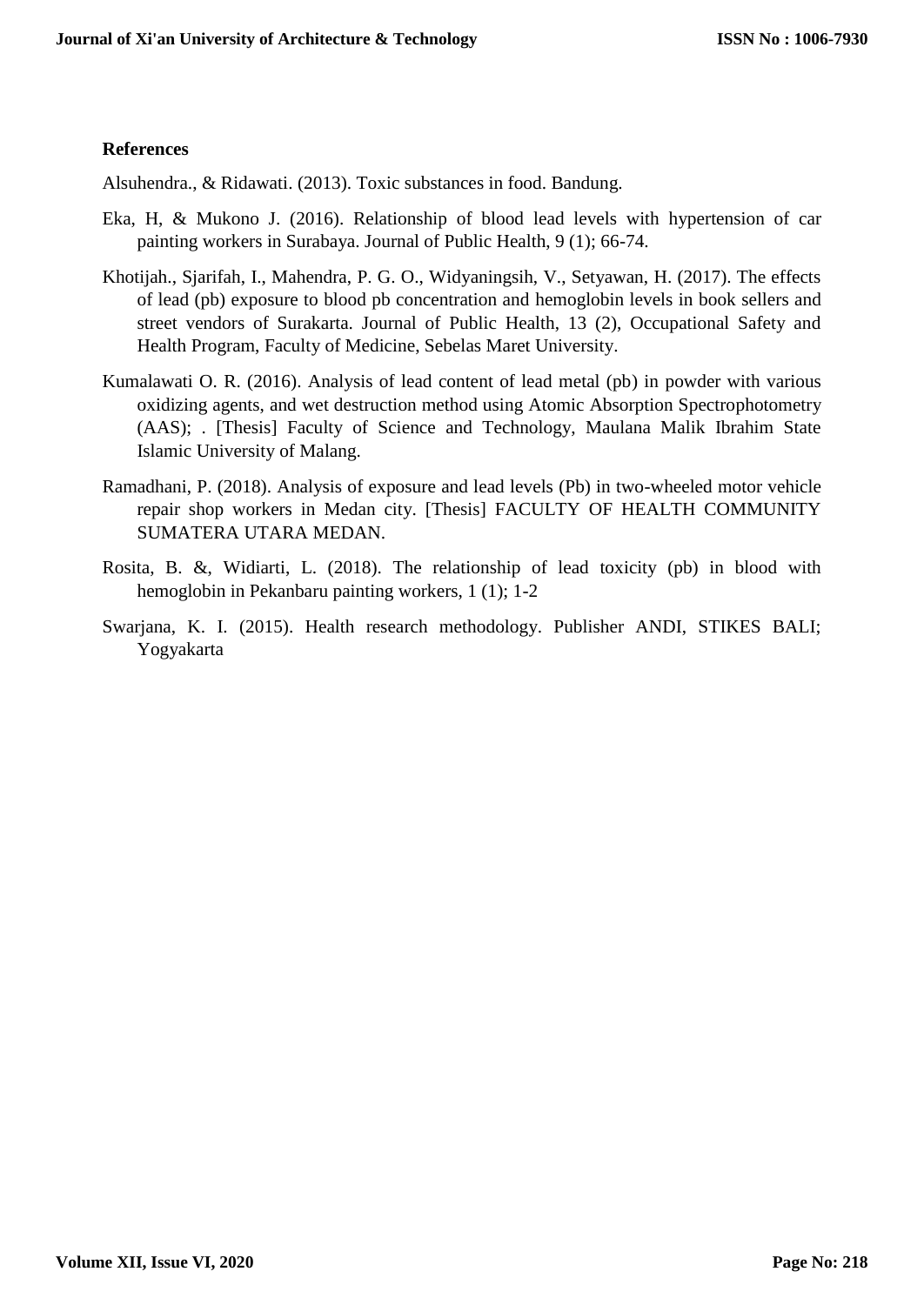## References

Alsuhendra., & Ridawati. (2013). Toxic substances in food. Bandung.

Eka, H, & Mukono J. (2016). Relationship of blood lead levels with hypertension of car painting workers in Surabaya. Journal of Public Health, 9 (1); 66-74.

Khotijah., Sjarifah, I., Mahendra, P. G. O., Widyaningsih, V., Setyawan, H. (2017). The effects of lead (pb) exposure to blood pb concentration and hemoglobin levels in book sellers and street vendors of Surakarta. Journal of Public Health, 13 (2), Occupational Safety and Health Program, Faculty of Medicine, Sebelas Maret University.

Kumalawati O. R. (2016). Analysis of lead content of lead metal (pb) in powder with various oxidizing agents, and wet destruction method using Atomic Absorption Spectrophotometry (AAS); . [Thesis] Faculty of Science and Technology, Maulana Malik Ibrahim State Islamic University of Malang.

Ramadhani, P. (2018). Analysis of exposure and lead levels (Pb) in two-wheeled motor vehicle repair shop workers in Medan city. [Thesis] FACULTY OF HEALTH COMMUNITY SUMATERA UTARA MEDAN.

Rosita, B. &, Widiarti, L. (2018). The relationship of lead toxicity (pb) in blood with hemoglobin in Pekanbaru painting workers, 1 (1); 1-2

Swarjana, K. I. (2015). Health research methodology. Publisher ANDI, STIKES BALI; Yogyakarta